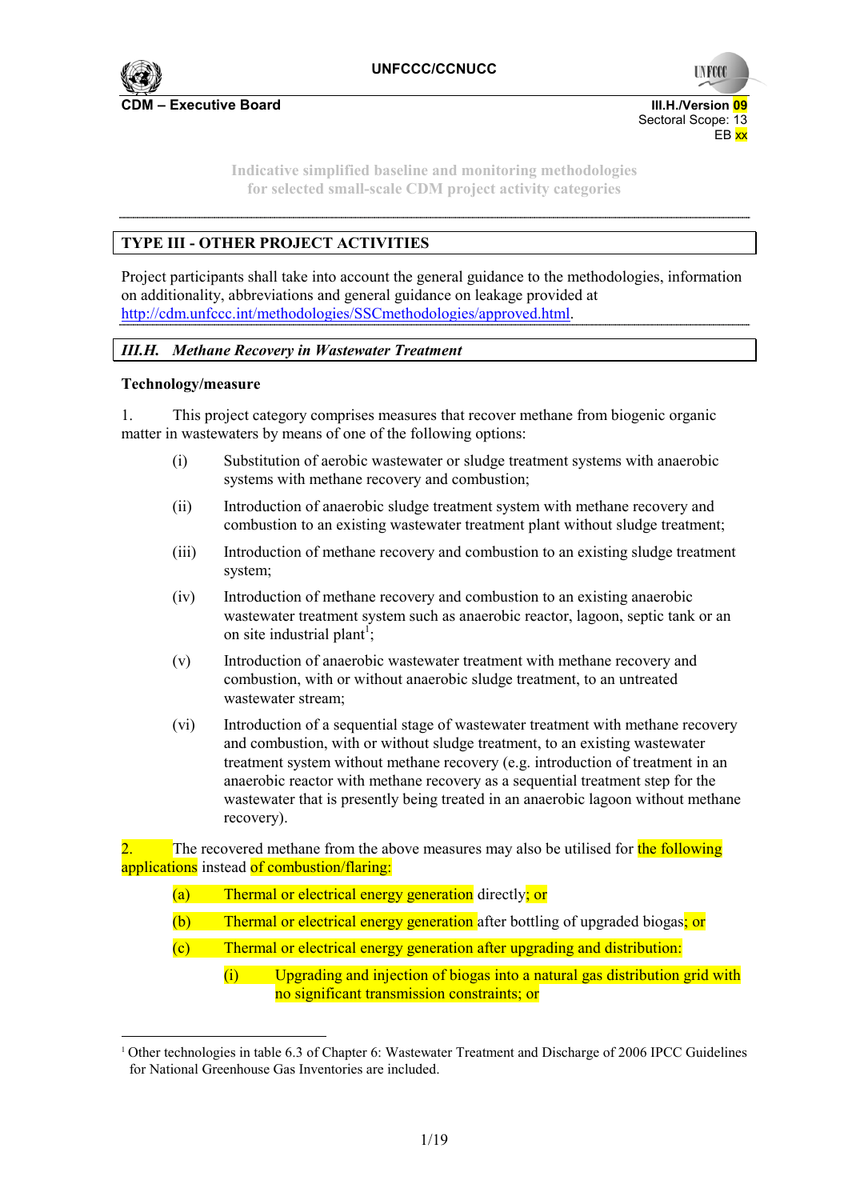UNFCCC/CCNUCC

**CDM – Executive Board**

III.H./Version 09
Sectoral Scope: 13
EB xx

Indicative simplified baseline and monitoring methodologies
for selected small-scale CDM project activity categories

## TYPE III - OTHER PROJECT ACTIVITIES

Project participants shall take into account the general guidance to the methodologies, information on additionality, abbreviations and general guidance on leakage provided at http://cdm.unfccc.int/methodologies/SSCmethodologies/approved.html.

### *III.H. Methane Recovery in Wastewater Treatment*

**Technology/measure**

1. This project category comprises measures that recover methane from biogenic organic matter in wastewaters by means of one of the following options:

   (i) Substitution of aerobic wastewater or sludge treatment systems with anaerobic systems with methane recovery and combustion;

   (ii) Introduction of anaerobic sludge treatment system with methane recovery and combustion to an existing wastewater treatment plant without sludge treatment;

   (iii) Introduction of methane recovery and combustion to an existing sludge treatment system;

   (iv) Introduction of methane recovery and combustion to an existing anaerobic wastewater treatment system such as anaerobic reactor, lagoon, septic tank or an on site industrial plant[1];

   (v) Introduction of anaerobic wastewater treatment with methane recovery and combustion, with or without anaerobic sludge treatment, to an untreated wastewater stream;

   (vi) Introduction of a sequential stage of wastewater treatment with methane recovery and combustion, with or without sludge treatment, to an existing wastewater treatment system without methane recovery (e.g. introduction of treatment in an anaerobic reactor with methane recovery as a sequential treatment step for the wastewater that is presently being treated in an anaerobic lagoon without methane recovery).

2. The recovered methane from the above measures may also be utilised for the following applications instead of combustion/flaring:

   (a) Thermal or electrical energy generation directly; or

   (b) Thermal or electrical energy generation after bottling of upgraded biogas; or

   (c) Thermal or electrical energy generation after upgrading and distribution:

      (i) Upgrading and injection of biogas into a natural gas distribution grid with no significant transmission constraints; or

[1] Other technologies in table 6.3 of Chapter 6: Wastewater Treatment and Discharge of 2006 IPCC Guidelines for National Greenhouse Gas Inventories are included.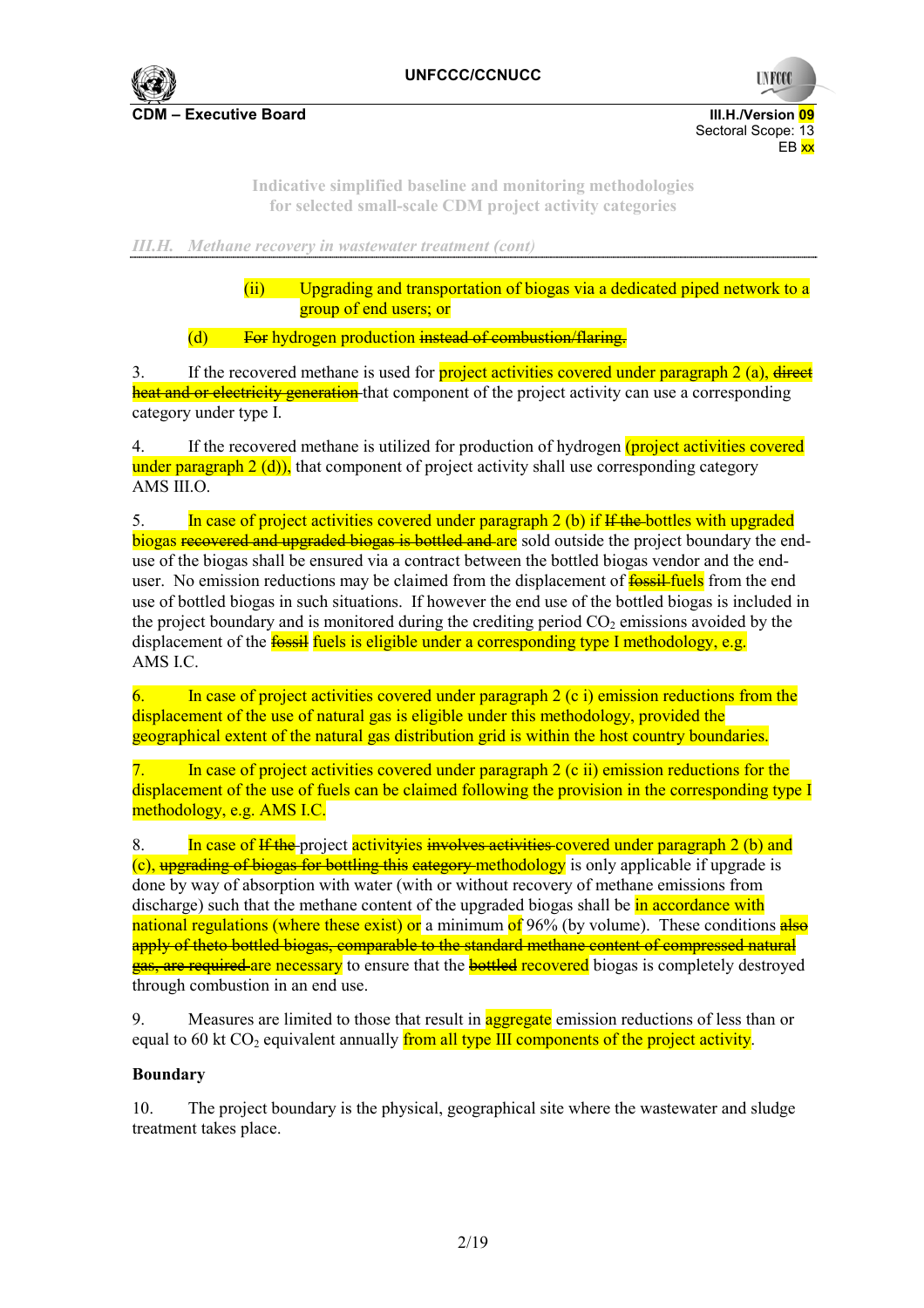(ii) Upgrading and transportation of biogas via a dedicated piped network to a group of end users; or

(d) ~~For~~ hydrogen production ~~instead of combustion/flaring.~~

3. If the recovered methane is used for project activities covered under paragraph 2 (a), ~~direct heat and or electricity generation~~ that component of the project activity can use a corresponding category under type I.

4. If the recovered methane is utilized for production of hydrogen (project activities covered under paragraph 2 (d)), that component of project activity shall use corresponding category AMS III.O.

5. In case of project activities covered under paragraph 2 (b) if ~~If the~~ bottles with upgraded biogas ~~recovered and upgraded biogas is bottled and~~ are sold outside the project boundary the end-use of the biogas shall be ensured via a contract between the bottled biogas vendor and the end-user. No emission reductions may be claimed from the displacement of ~~fossil~~ fuels from the end use of bottled biogas in such situations. If however the end use of the bottled biogas is included in the project boundary and is monitored during the crediting period $CO_2$ emissions avoided by the displacement of the ~~fossil~~ fuels is eligible under a corresponding type I methodology, e.g. AMS I.C.

6. In case of project activities covered under paragraph 2 (c i) emission reductions from the displacement of the use of natural gas is eligible under this methodology, provided the geographical extent of the natural gas distribution grid is within the host country boundaries.

7. In case of project activities covered under paragraph 2 (c ii) emission reductions for the displacement of the use of fuels can be claimed following the provision in the corresponding type I methodology, e.g. AMS I.C.

8. In case of ~~If the~~ project activit~~y~~ies ~~involves activities~~ covered under paragraph 2 (b) and (c), ~~upgrading of biogas for bottling this category~~ methodology is only applicable if upgrade is done by way of absorption with water (with or without recovery of methane emissions from discharge) such that the methane content of the upgraded biogas shall be in accordance with national regulations (where these exist) or a minimum of 96% (by volume). These conditions ~~also apply of theto bottled biogas, comparable to the standard methane content of compressed natural gas, are required~~ are necessary to ensure that the ~~bottled~~ recovered biogas is completely destroyed through combustion in an end use.

9. Measures are limited to those that result in aggregate emission reductions of less than or equal to 60 kt $CO_2$ equivalent annually from all type III components of the project activity.

**Boundary**

10. The project boundary is the physical, geographical site where the wastewater and sludge treatment takes place.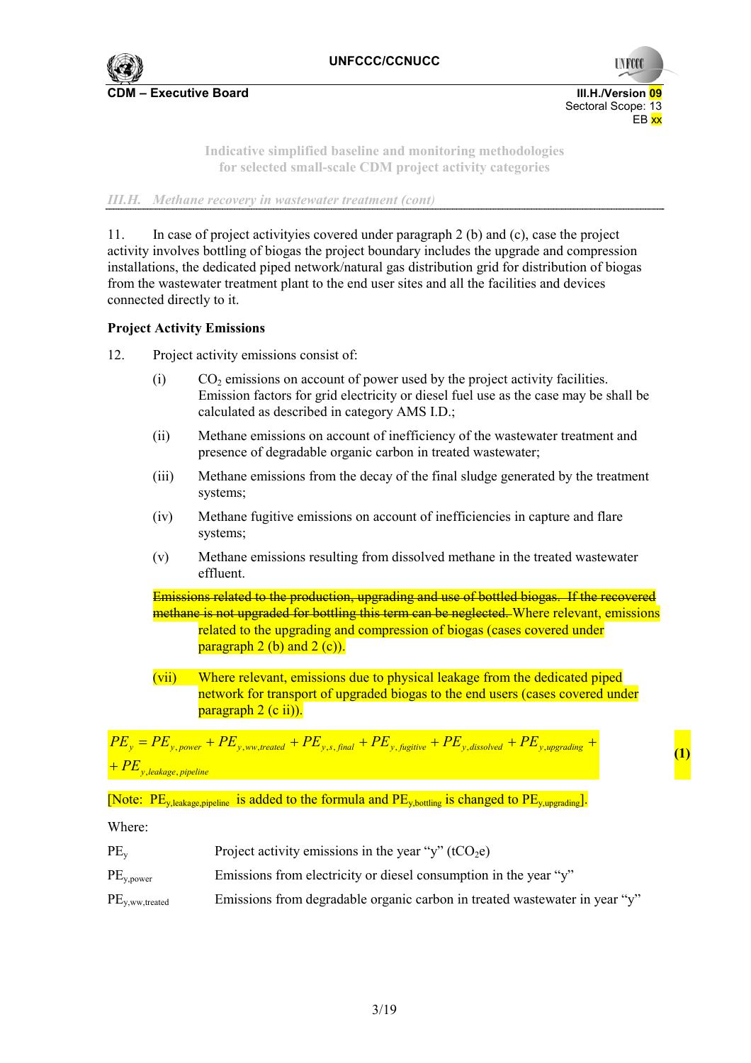*III.H. Methane recovery in wastewater treatment (cont)*

11. In case of project activityies covered under paragraph 2 (b) and (c), case the project activity involves bottling of biogas the project boundary includes the upgrade and compression installations, the dedicated piped network/natural gas distribution grid for distribution of biogas from the wastewater treatment plant to the end user sites and all the facilities and devices connected directly to it.

**Project Activity Emissions**

12. Project activity emissions consist of:

(i) $CO_2$ emissions on account of power used by the project activity facilities. Emission factors for grid electricity or diesel fuel use as the case may be shall be calculated as described in category AMS I.D.;

(ii) Methane emissions on account of inefficiency of the wastewater treatment and presence of degradable organic carbon in treated wastewater;

(iii) Methane emissions from the decay of the final sludge generated by the treatment systems;

(iv) Methane fugitive emissions on account of inefficiencies in capture and flare systems;

(v) Methane emissions resulting from dissolved methane in the treated wastewater effluent.

~~Emissions related to the production, upgrading and use of bottled biogas. If the recovered methane is not upgraded for bottling this term can be neglected.~~ Where relevant, emissions related to the upgrading and compression of biogas (cases covered under paragraph 2 (b) and 2 (c)).

(vii) Where relevant, emissions due to physical leakage from the dedicated piped network for transport of upgraded biogas to the end users (cases covered under paragraph 2 (c ii)).

$$PE_y = PE_{y,power} + PE_{y,ww,treated} + PE_{y,s,final} + PE_{y,fugitive} + PE_{y,dissolved} + PE_{y,upgrading} + \\ + PE_{y,leakage,pipeline} \quad (1)$$

[Note: $PE_{y,leakage,pipeline}$ is added to the formula and $PE_{y,bottling}$ is changed to $PE_{y,upgrading}$].

Where:

| | |
|---|---|
| $PE_y$ | Project activity emissions in the year "y" ($tCO_2e$) |
| $PE_{y,power}$ | Emissions from electricity or diesel consumption in the year "y" |
| $PE_{y,ww,treated}$ | Emissions from degradable organic carbon in treated wastewater in year "y" |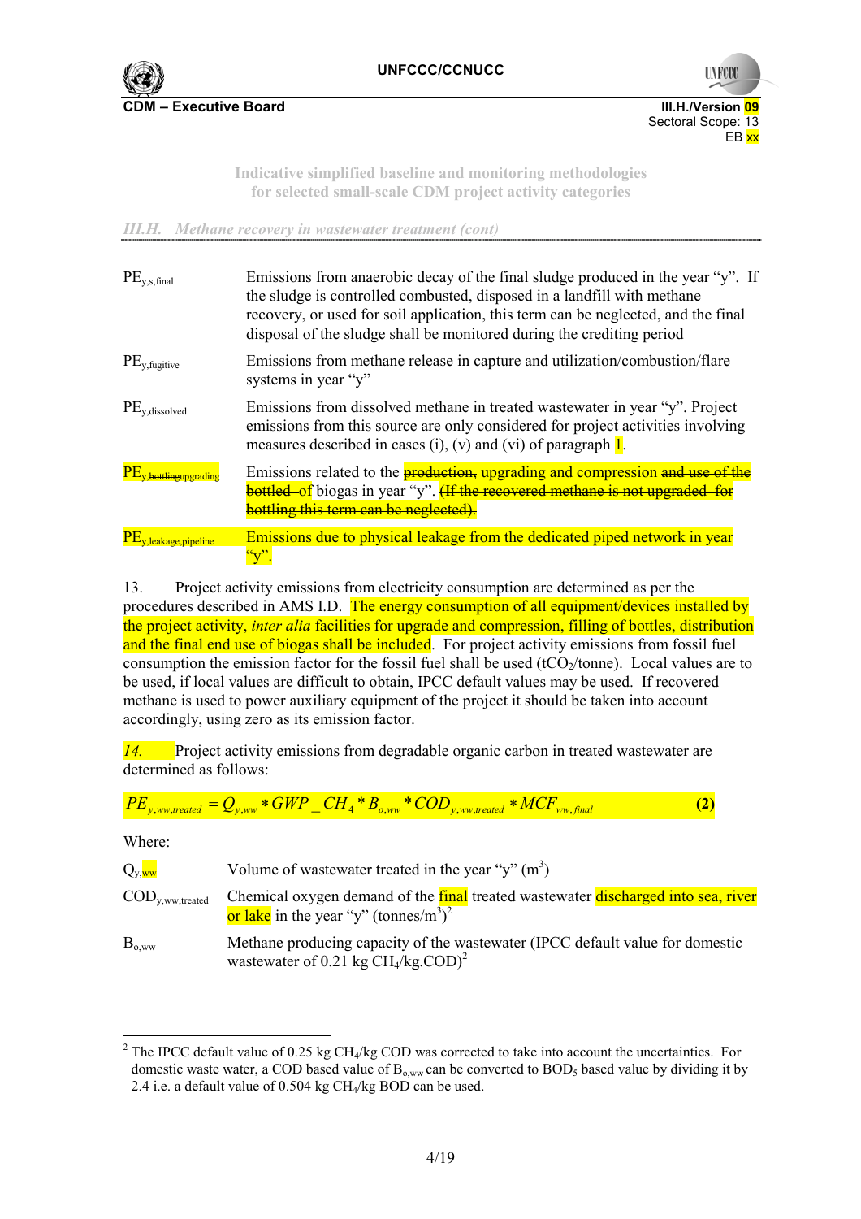| | |
|---|---|
| $PE_{y,s,final}$ | Emissions from anaerobic decay of the final sludge produced in the year "y". If the sludge is controlled combusted, disposed in a landfill with methane recovery, or used for soil application, this term can be neglected, and the final disposal of the sludge shall be monitored during the crediting period |
| $PE_{y,fugitive}$ | Emissions from methane release in capture and utilization/combustion/flare systems in year "y" |
| $PE_{y,dissolved}$ | Emissions from dissolved methane in treated wastewater in year "y". Project emissions from this source are only considered for project activities involving measures described in cases (i), (v) and (vi) of paragraph 1. |
| $PE_{y,~~bottling~~upgrading}$ | Emissions related to the ~~production,~~ upgrading and compression ~~and use of the bottled~~ of biogas in year "y". ~~(If the recovered methane is not upgraded for bottling this term can be neglected).~~ |
| $PE_{y,leakage,pipeline}$ | Emissions due to physical leakage from the dedicated piped network in year "y". |

13. Project activity emissions from electricity consumption are determined as per the procedures described in AMS I.D. The energy consumption of all equipment/devices installed by the project activity, *inter alia* facilities for upgrade and compression, filling of bottles, distribution and the final end use of biogas shall be included. For project activity emissions from fossil fuel consumption the emission factor for the fossil fuel shall be used ($tCO_2$/tonne). Local values are to be used, if local values are difficult to obtain, IPCC default values may be used. If recovered methane is used to power auxiliary equipment of the project it should be taken into account accordingly, using zero as its emission factor.

*14.* Project activity emissions from degradable organic carbon in treated wastewater are determined as follows:

$$PE_{y,ww,treated} = Q_{y,ww} * GWP\_CH_4 * B_{o,ww} * COD_{y,ww,treated} * MCF_{ww,final} \quad (2)$$

Where:

| | |
|---|---|
| $Q_{y,ww}$ | Volume of wastewater treated in the year "y" ($m^3$) |
| $COD_{y,ww,treated}$ | Chemical oxygen demand of the final treated wastewater discharged into sea, river or lake in the year "y" ($tonnes/m^3$)[2] |
| $B_{o,ww}$ | Methane producing capacity of the wastewater (IPCC default value for domestic wastewater of 0.21 kg $CH_4$/kg.COD)[2] |

[2] The IPCC default value of 0.25 kg $CH_4$/kg COD was corrected to take into account the uncertainties. For domestic waste water, a COD based value of $B_{o,ww}$ can be converted to $BOD_5$ based value by dividing it by 2.4 i.e. a default value of 0.504 kg $CH_4$/kg BOD can be used.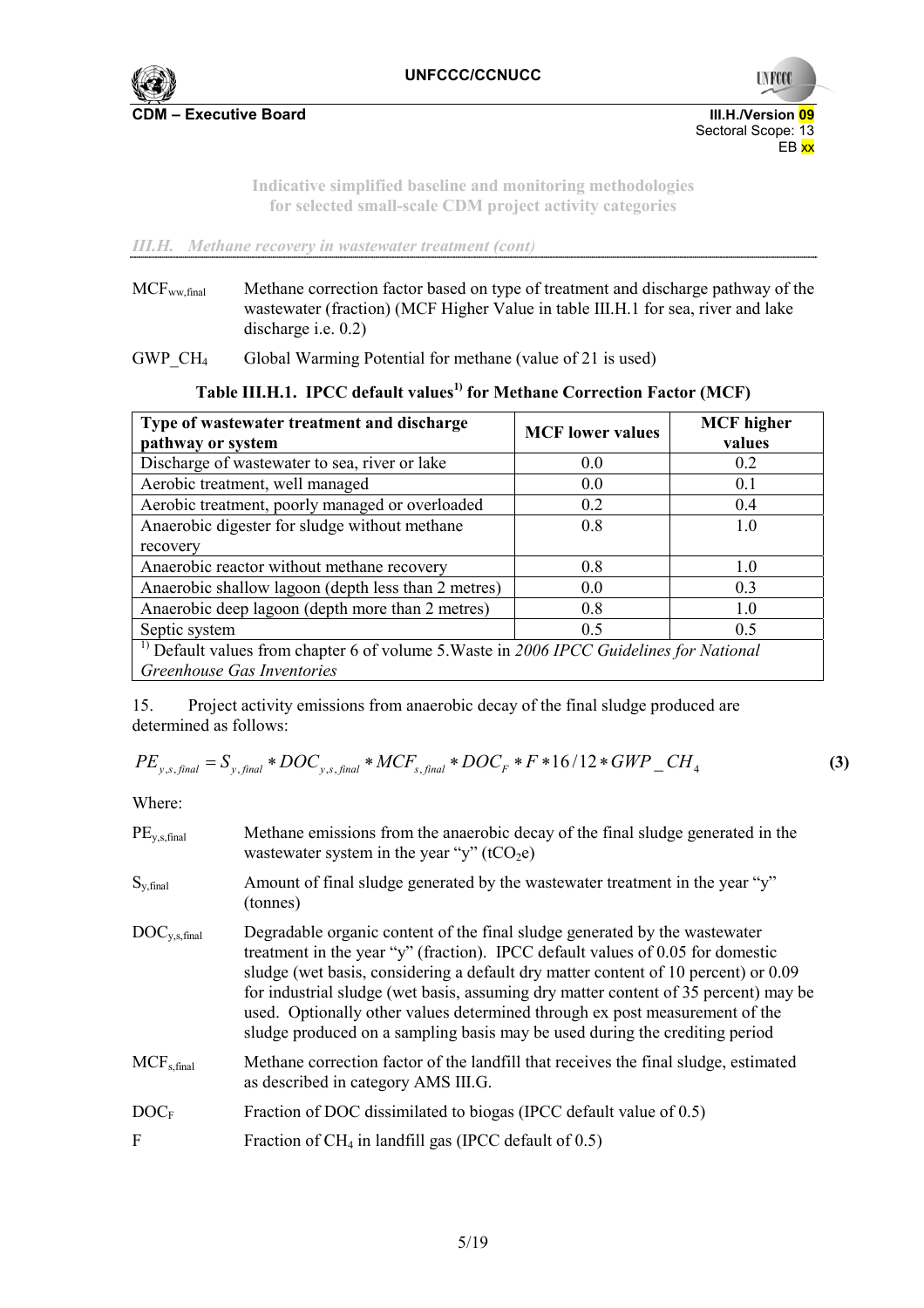*III.H. Methane recovery in wastewater treatment (cont)*

$MCF_{ww,final}$ Methane correction factor based on type of treatment and discharge pathway of the wastewater (fraction) (MCF Higher Value in table III.H.1 for sea, river and lake discharge i.e. 0.2)

$GWP\_CH_4$ Global Warming Potential for methane (value of 21 is used)

**Table III.H.1. IPCC default values[1] for Methane Correction Factor (MCF)**

| Type of wastewater treatment and discharge pathway or system | MCF lower values | MCF higher values |
|---|---|---|
| Discharge of wastewater to sea, river or lake | 0.0 | 0.2 |
| Aerobic treatment, well managed | 0.0 | 0.1 |
| Aerobic treatment, poorly managed or overloaded | 0.2 | 0.4 |
| Anaerobic digester for sludge without methane recovery | 0.8 | 1.0 |
| Anaerobic reactor without methane recovery | 0.8 | 1.0 |
| Anaerobic shallow lagoon (depth less than 2 metres) | 0.0 | 0.3 |
| Anaerobic deep lagoon (depth more than 2 metres) | 0.8 | 1.0 |
| Septic system | 0.5 | 0.5 |
| [1] Default values from chapter 6 of volume 5.Waste in *2006 IPCC Guidelines for National Greenhouse Gas Inventories* | | |

15. Project activity emissions from anaerobic decay of the final sludge produced are determined as follows:

$$PE_{y,s,final} = S_{y,final} * DOC_{y,s,final} * MCF_{s,final} * DOC_F * F * 16/12 * GWP\_CH_4 \quad \textbf{(3)}$$

Where:

$PE_{y,s,final}$ Methane emissions from the anaerobic decay of the final sludge generated in the wastewater system in the year "y" ($tCO_2e$)

$S_{y,final}$ Amount of final sludge generated by the wastewater treatment in the year "y" (tonnes)

$DOC_{y,s,final}$ Degradable organic content of the final sludge generated by the wastewater treatment in the year "y" (fraction). IPCC default values of 0.05 for domestic sludge (wet basis, considering a default dry matter content of 10 percent) or 0.09 for industrial sludge (wet basis, assuming dry matter content of 35 percent) may be used. Optionally other values determined through ex post measurement of the sludge produced on a sampling basis may be used during the crediting period

$MCF_{s,final}$ Methane correction factor of the landfill that receives the final sludge, estimated as described in category AMS III.G.

$DOC_F$ Fraction of DOC dissimilated to biogas (IPCC default value of 0.5)

$F$ Fraction of $CH_4$ in landfill gas (IPCC default of 0.5)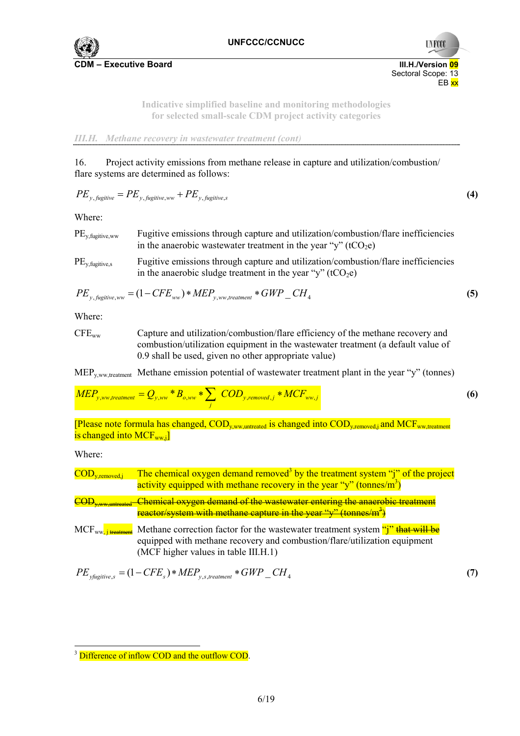16. Project activity emissions from methane release in capture and utilization/combustion/ flare systems are determined as follows:

$$PE_{y,fugitive} = PE_{y,fugitive,ww} + PE_{y,fugitive,s} \quad (4)$$

Where:

| | |
|---|---|
| $PE_{y,fugitive,ww}$ | Fugitive emissions through capture and utilization/combustion/flare inefficiencies in the anaerobic wastewater treatment in the year "y" ($tCO_2e$) |
| $PE_{y,fugitive,s}$ | Fugitive emissions through capture and utilization/combustion/flare inefficiencies in the anaerobic sludge treatment in the year "y" ($tCO_2e$) |

$$PE_{y,fugitive,ww} = (1 - CFE_{ww}) * MEP_{y,ww,treatment} * GWP\_CH_4 \quad (5)$$

Where:

| | |
|---|---|
| $CFE_{ww}$ | Capture and utilization/combustion/flare efficiency of the methane recovery and combustion/utilization equipment in the wastewater treatment (a default value of 0.9 shall be used, given no other appropriate value) |
| $MEP_{y,ww,treatment}$ | Methane emission potential of wastewater treatment plant in the year "y" (tonnes) |

$$MEP_{y,ww,treatment} = Q_{y,ww} * B_{o,ww} * \sum_j COD_{y,removed,j} * MCF_{ww,j} \quad (6)$$

[Please note formula has changed, $COD_{y,ww,untreated}$ is changed into $COD_{y,removed,j}$ and $MCF_{ww,treatment}$ is changed into $MCF_{ww,j}$]

Where:

| | |
|---|---|
| $COD_{y,removed,j}$ | The chemical oxygen demand removed[3] by the treatment system "j" of the project activity equipped with methane recovery in the year "y" ($tonnes/m^3$) |
| ~~$COD_{y,ww,untreated}$~~ | ~~Chemical oxygen demand of the wastewater entering the anaerobic treatment reactor/system with methane capture in the year "y" ($tonnes/m^3$)~~ |
| $MCF_{ww,j}$ ~~treatment~~ | Methane correction factor for the wastewater treatment system "j" ~~that will be~~ equipped with methane recovery and combustion/flare/utilization equipment (MCF higher values in table III.H.1) |

$$PE_{y fugitive,s} = (1 - CFE_s) * MEP_{y,s,treatment} * GWP\_CH_4 \quad (7)$$

[3] Difference of inflow COD and the outflow COD.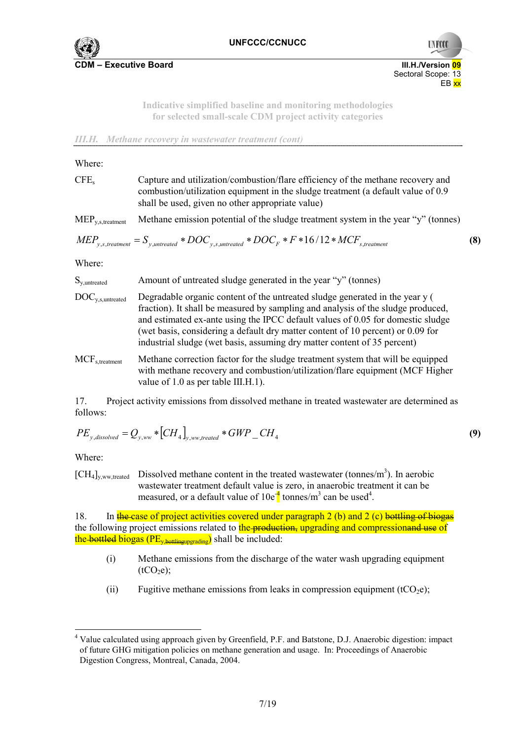Where:

| | |
|---|---|
| $CFE_s$ | Capture and utilization/combustion/flare efficiency of the methane recovery and combustion/utilization equipment in the sludge treatment (a default value of 0.9 shall be used, given no other appropriate value) |
| $MEP_{y,s,treatment}$ | Methane emission potential of the sludge treatment system in the year "y" (tonnes) |

$$MEP_{y,s,treatment} = S_{y,untreated} * DOC_{y,s,untreated} * DOC_F * F * 16/12 * MCF_{s,treatment} \quad (8)$$

Where:

| | |
|---|---|
| $S_{y,untreated}$ | Amount of untreated sludge generated in the year "y" (tonnes) |
| $DOC_{y,s,untreated}$ | Degradable organic content of the untreated sludge generated in the year y ( fraction). It shall be measured by sampling and analysis of the sludge produced, and estimated ex-ante using the IPCC default values of 0.05 for domestic sludge (wet basis, considering a default dry matter content of 10 percent) or 0.09 for industrial sludge (wet basis, assuming dry matter content of 35 percent) |
| $MCF_{s,treatment}$ | Methane correction factor for the sludge treatment system that will be equipped with methane recovery and combustion/utilization/flare equipment (MCF Higher value of 1.0 as per table III.H.1). |

17. Project activity emissions from dissolved methane in treated wastewater are determined as follows:

$$PE_{y,dissolved} = Q_{y,ww} * [CH_4]_{y,ww,treated} * GWP\_CH_4 \quad (9)$$

Where:

| | |
|---|---|
| $[CH_4]_{y,ww,treated}$ | Dissolved methane content in the treated wastewater (tonnes/$m^3$). In aerobic wastewater treatment default value is zero, in anaerobic treatment it can be measured, or a default value of $10e^{-4}$ tonnes/$m^3$ can be used[4]. |

18. In ~~the~~ case of project activities covered under paragraph 2 (b) and 2 (c) ~~bottling of biogas~~ the following project emissions related to the ~~production,~~ upgrading and compression~~and use~~ of the ~~bottled~~ biogas ($PE_{y,bottling upgrading}$) shall be included:

(i) Methane emissions from the discharge of the water wash upgrading equipment ($tCO_2e$);

(ii) Fugitive methane emissions from leaks in compression equipment ($tCO_2e$);

---

[4] Value calculated using approach given by Greenfield, P.F. and Batstone, D.J. Anaerobic digestion: impact of future GHG mitigation policies on methane generation and usage. In: Proceedings of Anaerobic Digestion Congress, Montreal, Canada, 2004.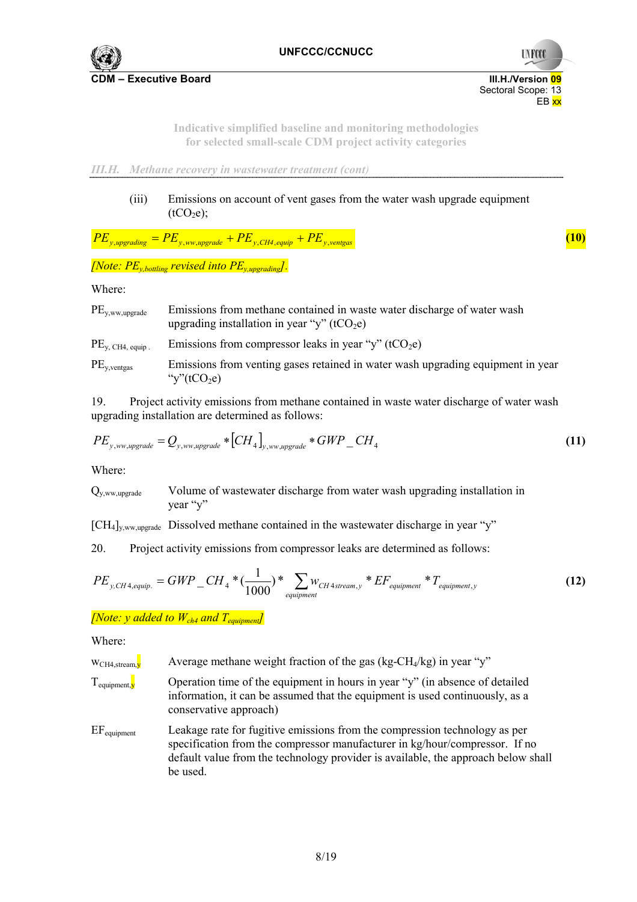(iii) Emissions on account of vent gases from the water wash upgrade equipment ($tCO_2e$);

$$PE_{y,upgrading} = PE_{y,ww,upgrade} + PE_{y,CH4,equip} + PE_{y,ventgas} \quad (10)$$

*[Note: $PE_{y,bottling}$ revised into $PE_{y,upgrading}$].*

Where:

| | |
|---|---|
| $PE_{y,ww,upgrade}$ | Emissions from methane contained in waste water discharge of water wash upgrading installation in year "y" ($tCO_2e$) |
| $PE_{y,CH4,equip}$ | Emissions from compressor leaks in year "y" ($tCO_2e$) |
| $PE_{y,ventgas}$ | Emissions from venting gases retained in water wash upgrading equipment in year "y"($tCO_2e$) |

19. Project activity emissions from methane contained in waste water discharge of water wash upgrading installation are determined as follows:

$$PE_{y,ww,upgrade} = Q_{y,ww,upgrade} * [CH_4]_{y,ww,upgrade} * GWP\_CH_4 \quad (11)$$

Where:

| | |
|---|---|
| $Q_{y,ww,upgrade}$ | Volume of wastewater discharge from water wash upgrading installation in year "y" |
| $[CH_4]_{y,ww,upgrade}$ | Dissolved methane contained in the wastewater discharge in year "y" |

20. Project activity emissions from compressor leaks are determined as follows:

$$PE_{y,CH4,equip.} = GWP\_CH_4 * (\frac{1}{1000}) * \sum_{equipment} w_{CH4stream,y} * EF_{equipment} * T_{equipment,y} \quad (12)$$

*[Note: y added to $W_{ch4}$ and $T_{equipment}$]*

Where:

| | |
|---|---|
| $w_{CH4,stream,y}$ | Average methane weight fraction of the gas (kg-$CH_4$/kg) in year "y" |
| $T_{equipment,y}$ | Operation time of the equipment in hours in year "y" (in absence of detailed information, it can be assumed that the equipment is used continuously, as a conservative approach) |
| $EF_{equipment}$ | Leakage rate for fugitive emissions from the compression technology as per specification from the compressor manufacturer in kg/hour/compressor. If no default value from the technology provider is available, the approach below shall be used. |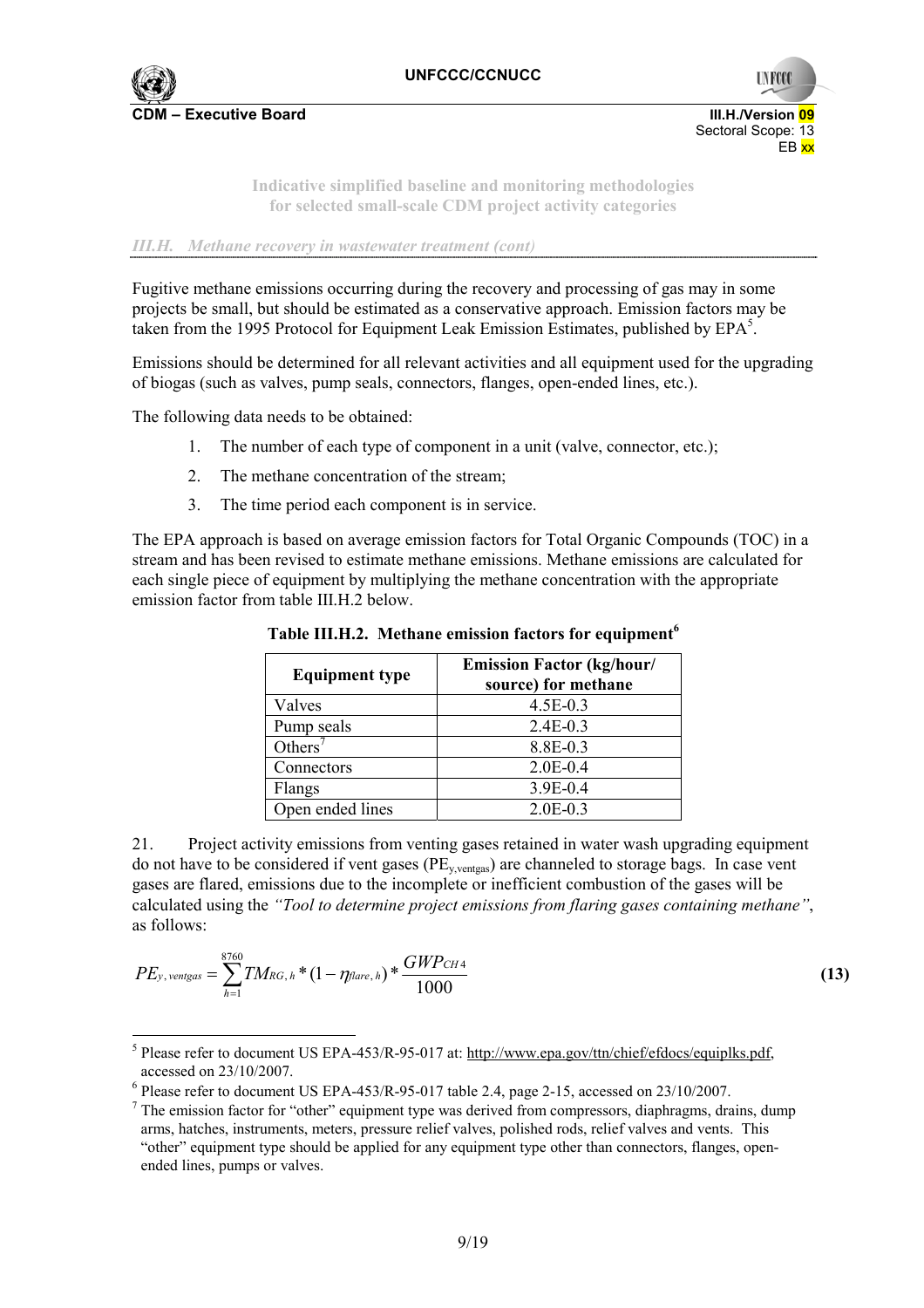Indicative simplified baseline and monitoring methodologies for selected small-scale CDM project activity categories

*III.H. Methane recovery in wastewater treatment (cont)*

Fugitive methane emissions occurring during the recovery and processing of gas may in some projects be small, but should be estimated as a conservative approach. Emission factors may be taken from the 1995 Protocol for Equipment Leak Emission Estimates, published by EPA[5].

Emissions should be determined for all relevant activities and all equipment used for the upgrading of biogas (such as valves, pump seals, connectors, flanges, open-ended lines, etc.).

The following data needs to be obtained:

1. The number of each type of component in a unit (valve, connector, etc.);
2. The methane concentration of the stream;
3. The time period each component is in service.

The EPA approach is based on average emission factors for Total Organic Compounds (TOC) in a stream and has been revised to estimate methane emissions. Methane emissions are calculated for each single piece of equipment by multiplying the methane concentration with the appropriate emission factor from table III.H.2 below.

**Table III.H.2. Methane emission factors for equipment[6]**

| Equipment type | Emission Factor (kg/hour/ source) for methane |
|---|---|
| Valves | 4.5E-0.3 |
| Pump seals | 2.4E-0.3 |
| Others[7] | 8.8E-0.3 |
| Connectors | 2.0E-0.4 |
| Flangs | 3.9E-0.4 |
| Open ended lines | 2.0E-0.3 |

21. Project activity emissions from venting gases retained in water wash upgrading equipment do not have to be considered if vent gases ($PE_{y,ventgas}$) are channeled to storage bags. In case vent gases are flared, emissions due to the incomplete or inefficient combustion of the gases will be calculated using the *"Tool to determine project emissions from flaring gases containing methane"*, as follows:

$$PE_{y,ventgas} = \sum_{h=1}^{8760} TM_{RG,h} * (1 - \eta_{flare,h}) * \frac{GWP_{CH4}}{1000} \quad \textbf{(13)}$$

[5] Please refer to document US EPA-453/R-95-017 at: http://www.epa.gov/ttn/chief/efdocs/equiplks.pdf, accessed on 23/10/2007.

[6] Please refer to document US EPA-453/R-95-017 table 2.4, page 2-15, accessed on 23/10/2007.

[7] The emission factor for "other" equipment type was derived from compressors, diaphragms, drains, dump arms, hatches, instruments, meters, pressure relief valves, polished rods, relief valves and vents. This "other" equipment type should be applied for any equipment type other than connectors, flanges, open-ended lines, pumps or valves.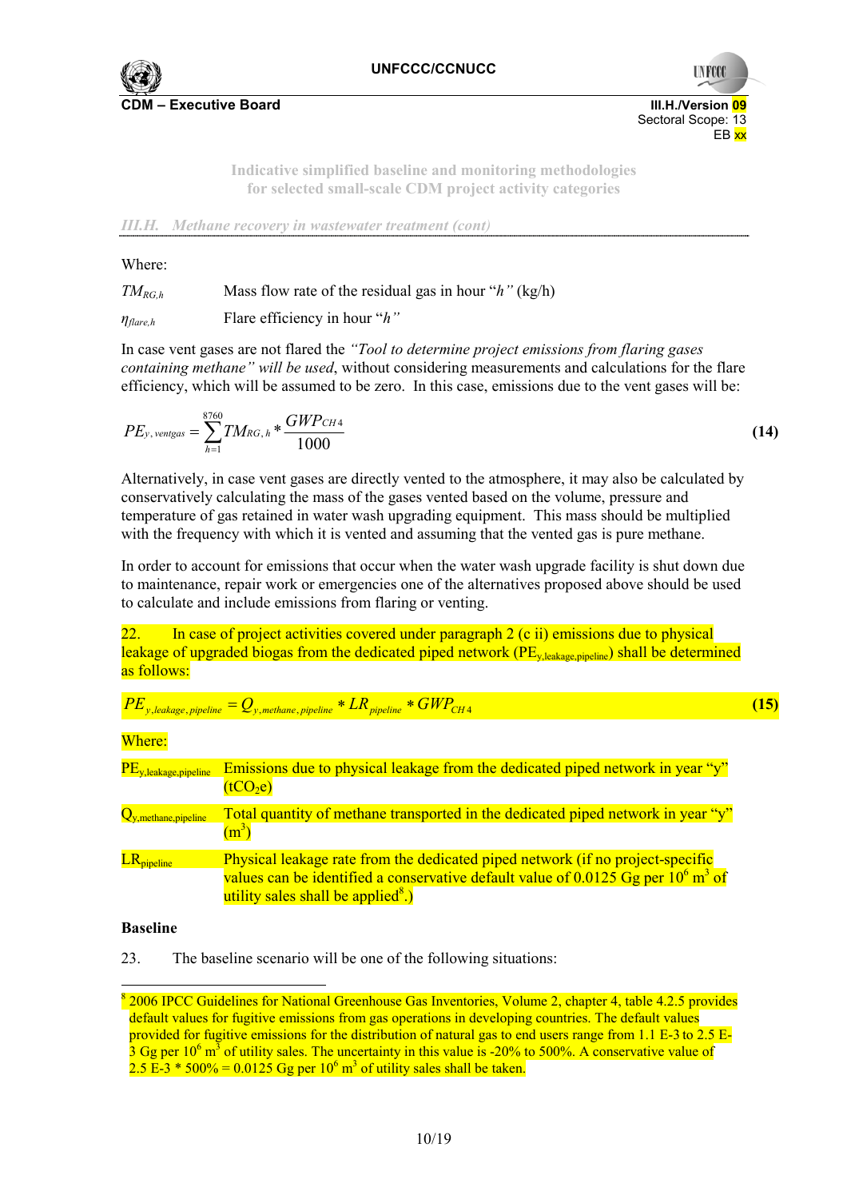Where:

| | |
|---|---|
| $TM_{RG,h}$ | Mass flow rate of the residual gas in hour "*h*" (kg/h) |
| $\eta_{flare,h}$ | Flare efficiency in hour "*h*" |

In case vent gases are not flared the *"Tool to determine project emissions from flaring gases containing methane" will be used*, without considering measurements and calculations for the flare efficiency, which will be assumed to be zero. In this case, emissions due to the vent gases will be:

$$PE_{y,ventgas} = \sum_{h=1}^{8760} TM_{RG,h} * \frac{GWP_{CH4}}{1000} \quad \textbf{(14)}$$

Alternatively, in case vent gases are directly vented to the atmosphere, it may also be calculated by conservatively calculating the mass of the gases vented based on the volume, pressure and temperature of gas retained in water wash upgrading equipment. This mass should be multiplied with the frequency with which it is vented and assuming that the vented gas is pure methane.

In order to account for emissions that occur when the water wash upgrade facility is shut down due to maintenance, repair work or emergencies one of the alternatives proposed above should be used to calculate and include emissions from flaring or venting.

22. In case of project activities covered under paragraph 2 (c ii) emissions due to physical leakage of upgraded biogas from the dedicated piped network ($PE_{y,leakage,pipeline}$) shall be determined as follows:

$$PE_{y,leakage,pipeline} = Q_{y,methane,pipeline} * LR_{pipeline} * GWP_{CH4} \quad \textbf{(15)}$$

Where:

| | |
|---|---|
| $PE_{y,leakage,pipeline}$ | Emissions due to physical leakage from the dedicated piped network in year "y" ($tCO_2e$) |
| $Q_{y,methane,pipeline}$ | Total quantity of methane transported in the dedicated piped network in year "y" ($m^3$) |
| $LR_{pipeline}$ | Physical leakage rate from the dedicated piped network (if no project-specific values can be identified a conservative default value of 0.0125 Gg per $10^6$ $m^3$ of utility sales shall be applied[8].) |

**Baseline**

23. The baseline scenario will be one of the following situations:

[8] 2006 IPCC Guidelines for National Greenhouse Gas Inventories, Volume 2, chapter 4, table 4.2.5 provides default values for fugitive emissions from gas operations in developing countries. The default values provided for fugitive emissions for the distribution of natural gas to end users range from 1.1 E-3 to 2.5 E-3 Gg per $10^6$ $m^3$ of utility sales. The uncertainty in this value is -20% to 500%. A conservative value of 2.5 E-3 * 500% = 0.0125 Gg per $10^6$ $m^3$ of utility sales shall be taken.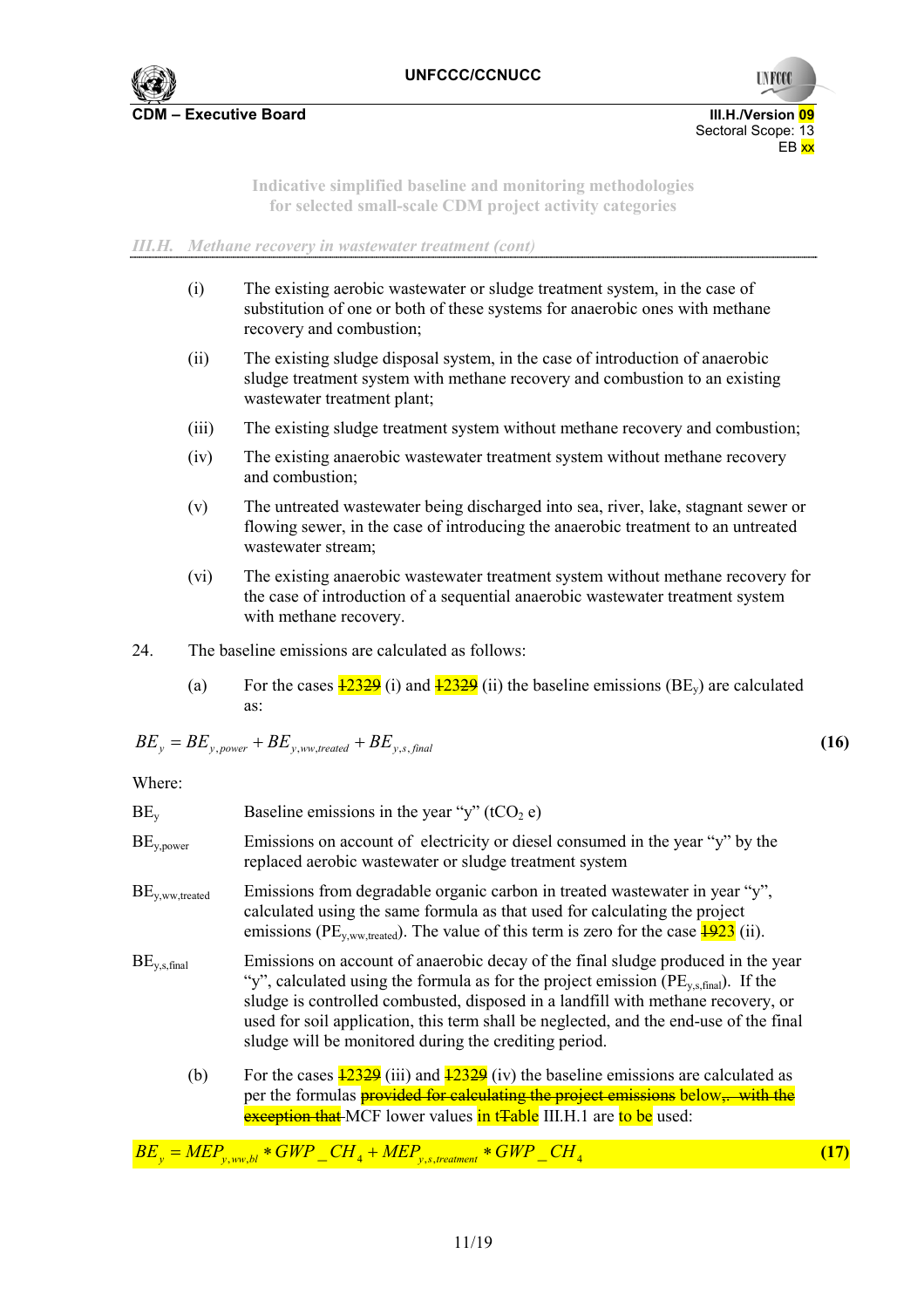(i) The existing aerobic wastewater or sludge treatment system, in the case of substitution of one or both of these systems for anaerobic ones with methane recovery and combustion;

(ii) The existing sludge disposal system, in the case of introduction of anaerobic sludge treatment system with methane recovery and combustion to an existing wastewater treatment plant;

(iii) The existing sludge treatment system without methane recovery and combustion;

(iv) The existing anaerobic wastewater treatment system without methane recovery and combustion;

(v) The untreated wastewater being discharged into sea, river, lake, stagnant sewer or flowing sewer, in the case of introducing the anaerobic treatment to an untreated wastewater stream;

(vi) The existing anaerobic wastewater treatment system without methane recovery for the case of introduction of a sequential anaerobic wastewater treatment system with methane recovery.

24. The baseline emissions are calculated as follows:

(a) For the cases ~~12~~329 (i) and ~~12~~329 (ii) the baseline emissions ($BE_y$) are calculated as:

$$BE_y = BE_{y,power} + BE_{y,ww,treated} + BE_{y,s,final} \quad \textbf{(16)}$$

Where:

| | |
|---|---|
| $BE_y$ | Baseline emissions in the year "y" ($tCO_2$ e) |
| $BE_{y,power}$ | Emissions on account of electricity or diesel consumed in the year "y" by the replaced aerobic wastewater or sludge treatment system |
| $BE_{y,ww,treated}$ | Emissions from degradable organic carbon in treated wastewater in year "y", calculated using the same formula as that used for calculating the project emissions ($PE_{y,ww,treated}$). The value of this term is zero for the case ~~19~~23 (ii). |
| $BE_{y,s,final}$ | Emissions on account of anaerobic decay of the final sludge produced in the year "y", calculated using the formula as for the project emission ($PE_{y,s,final}$). If the sludge is controlled combusted, disposed in a landfill with methane recovery, or used for soil application, this term shall be neglected, and the end-use of the final sludge will be monitored during the crediting period. |

(b) For the cases ~~12~~329 (iii) and ~~12~~329 (iv) the baseline emissions are calculated as per the formulas ~~provided for calculating the project emissions~~ below~~, with the exception that~~ MCF lower values in ~~t~~Table III.H.1 are to be used:

$$BE_y = MEP_{y,ww,bl} * GWP\_CH_4 + MEP_{y,s,treatment} * GWP\_CH_4 \quad \textbf{(17)}$$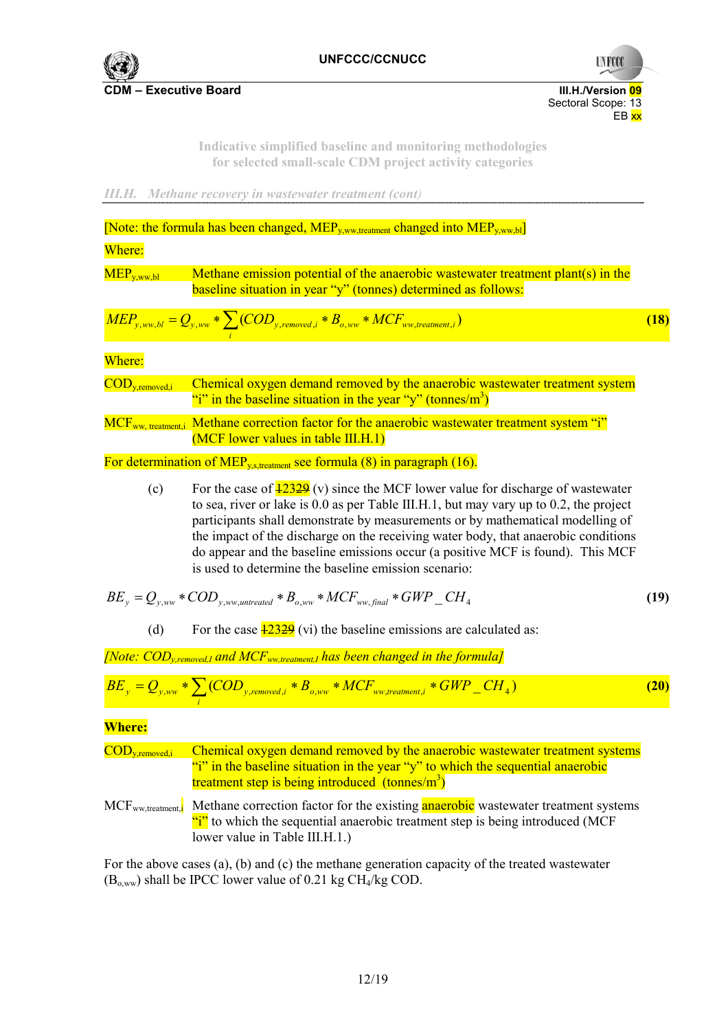[Note: the formula has been changed, $MEP_{y,ww,treatment}$ changed into $MEP_{y,ww,bl}$]

Where:

$MEP_{y,ww,bl}$ Methane emission potential of the anaerobic wastewater treatment plant(s) in the baseline situation in year "y" (tonnes) determined as follows:

$$MEP_{y,ww,bl} = Q_{y,ww} * \sum_{i} (COD_{y,removed,i} * B_{o,ww} * MCF_{ww,treatment,i}) \quad \textbf{(18)}$$

Where:

$COD_{y,removed,i}$ Chemical oxygen demand removed by the anaerobic wastewater treatment system "i" in the baseline situation in the year "y" (tonnes/m³)

$MCF_{ww,\ treatment,i}$ Methane correction factor for the anaerobic wastewater treatment system "i" (MCF lower values in table III.H.1)

For determination of $MEP_{y,s,treatment}$ see formula (8) in paragraph (16).

(c) For the case of ~~12~~329 (v) since the MCF lower value for discharge of wastewater to sea, river or lake is 0.0 as per Table III.H.1, but may vary up to 0.2, the project participants shall demonstrate by measurements or by mathematical modelling of the impact of the discharge on the receiving water body, that anaerobic conditions do appear and the baseline emissions occur (a positive MCF is found). This MCF is used to determine the baseline emission scenario:

$$BE_y = Q_{y,ww} * COD_{y,ww,untreated} * B_{o,ww} * MCF_{ww,final} * GWP\_CH_4 \quad \textbf{(19)}$$

(d) For the case ~~12~~329 (vi) the baseline emissions are calculated as:

*[Note: $COD_{y,removed,I}$ and $MCF_{ww,treatment,I}$ has been changed in the formula]*

$$BE_y = Q_{y,ww} * \sum_{i} (COD_{y,removed,i} * B_{o,ww} * MCF_{ww,treatment,i} * GWP\_CH_4) \quad \textbf{(20)}$$

**Where:**

$COD_{y,removed,i}$ Chemical oxygen demand removed by the anaerobic wastewater treatment systems "i" in the baseline situation in the year "y" to which the sequential anaerobic treatment step is being introduced (tonnes/m³)

$MCF_{ww,treatment,i}$ Methane correction factor for the existing anaerobic wastewater treatment systems "i" to which the sequential anaerobic treatment step is being introduced (MCF lower value in Table III.H.1.)

For the above cases (a), (b) and (c) the methane generation capacity of the treated wastewater ($B_{o,ww}$) shall be IPCC lower value of 0.21 kg $CH_4$/kg COD.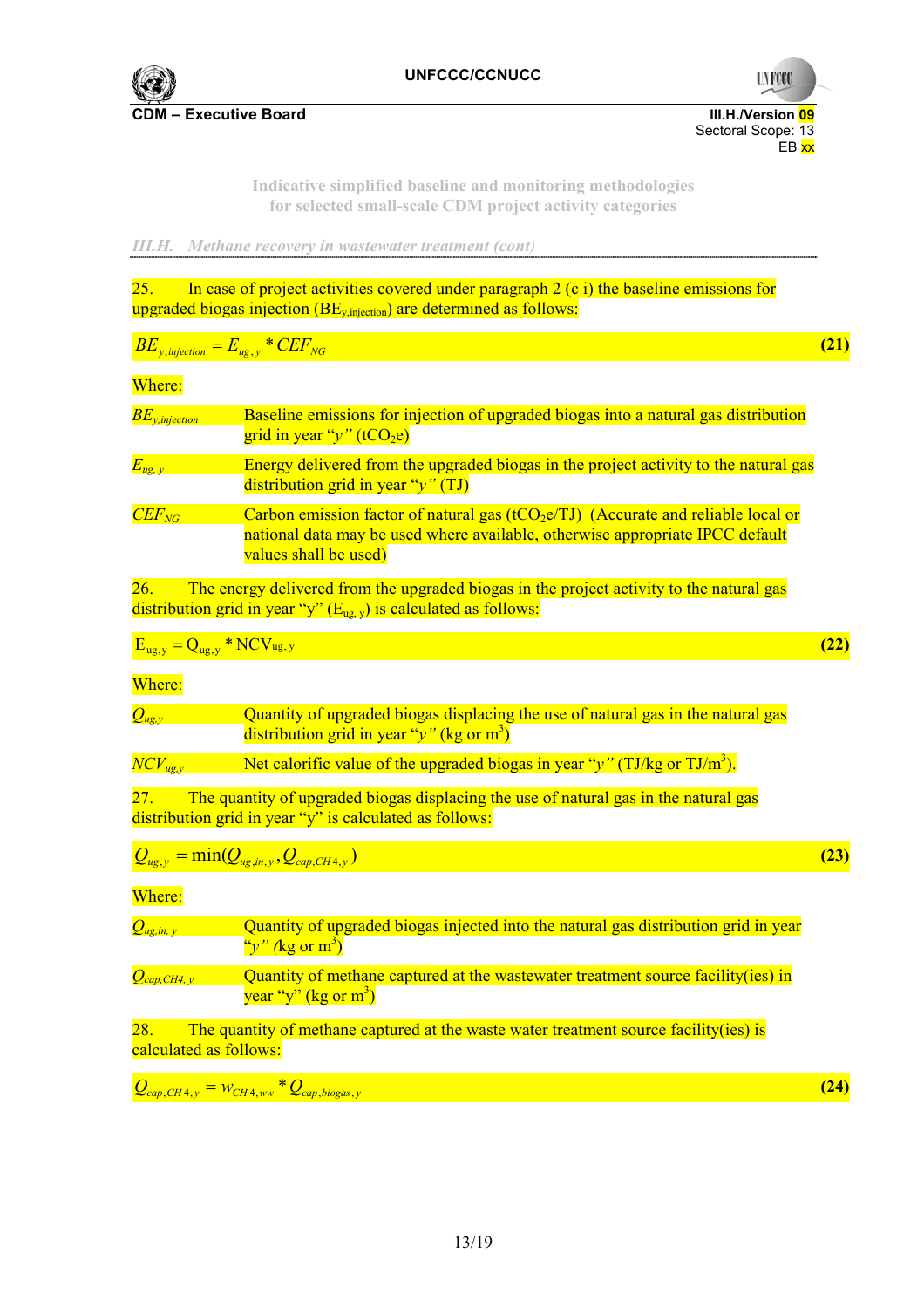25. In case of project activities covered under paragraph 2 (c i) the baseline emissions for upgraded biogas injection ($BE_{y,injection}$) are determined as follows:

$$BE_{y,injection} = E_{ug,y} * CEF_{NG} \quad (21)$$

Where:

| | |
|---|---|
| $BE_{y,injection}$ | Baseline emissions for injection of upgraded biogas into a natural gas distribution grid in year "*y*" ($tCO_2e$) |
| $E_{ug,y}$ | Energy delivered from the upgraded biogas in the project activity to the natural gas distribution grid in year "*y*" (TJ) |
| $CEF_{NG}$ | Carbon emission factor of natural gas ($tCO_2e$/TJ) (Accurate and reliable local or national data may be used where available, otherwise appropriate IPCC default values shall be used) |

26. The energy delivered from the upgraded biogas in the project activity to the natural gas distribution grid in year "y" ($E_{ug,y}$) is calculated as follows:

$$E_{ug,y} = Q_{ug,y} * NCV_{ug,y} \quad (22)$$

Where:

| | |
|---|---|
| $Q_{ug,y}$ | Quantity of upgraded biogas displacing the use of natural gas in the natural gas distribution grid in year "*y*" (kg or $m^3$) |
| $NCV_{ug,y}$ | Net calorific value of the upgraded biogas in year "*y*" (TJ/kg or TJ/$m^3$). |

27. The quantity of upgraded biogas displacing the use of natural gas in the natural gas distribution grid in year "y" is calculated as follows:

$$Q_{ug,y} = \min(Q_{ug,in,y}, Q_{cap,CH4,y}) \quad (23)$$

Where:

| | |
|---|---|
| $Q_{ug,in,y}$ | Quantity of upgraded biogas injected into the natural gas distribution grid in year "*y*" (kg or $m^3$) |
| $Q_{cap,CH4,y}$ | Quantity of methane captured at the wastewater treatment source facility(ies) in year "y" (kg or $m^3$) |

28. The quantity of methane captured at the waste water treatment source facility(ies) is calculated as follows:

$$Q_{cap,CH4,y} = w_{CH4,ww} * Q_{cap,biogas,y} \quad (24)$$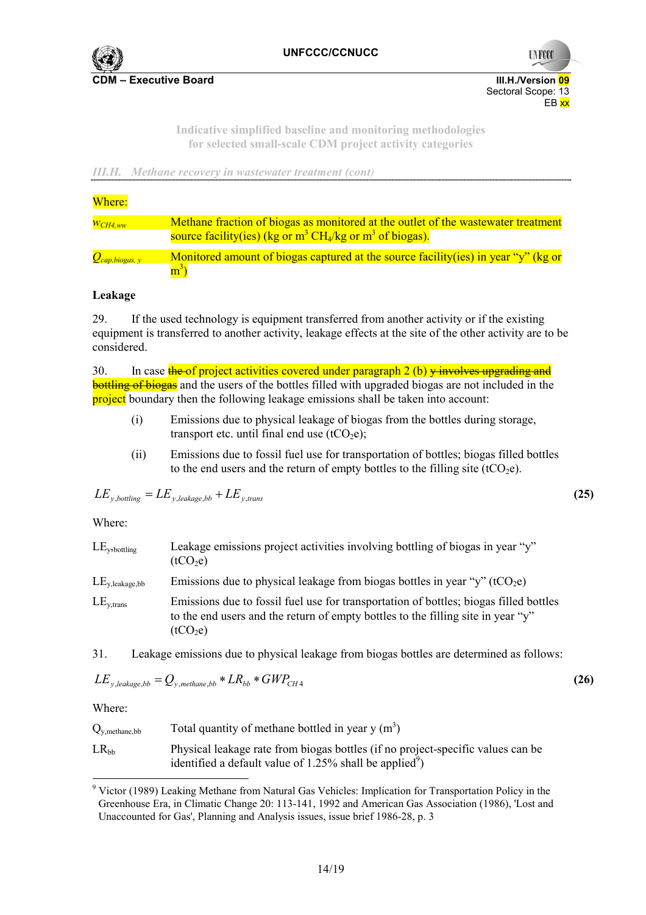Where:

| | |
|---|---|
| $w_{CH4,ww}$ | Methane fraction of biogas as monitored at the outlet of the wastewater treatment source facility(ies) (kg or m[3] $CH_4$/kg or m[3] of biogas). |
| $Q_{cap,biogas,y}$ | Monitored amount of biogas captured at the source facility(ies) in year "y" (kg or m[3]) |

**Leakage**

29. If the used technology is equipment transferred from another activity or if the existing equipment is transferred to another activity, leakage effects at the site of the other activity are to be considered.

30. In case ~~the~~ of project activities covered under paragraph 2 (b) ~~y involves upgrading and bottling of biogas~~ and the users of the bottles filled with upgraded biogas are not included in the project boundary then the following leakage emissions shall be taken into account:

(i) Emissions due to physical leakage of biogas from the bottles during storage, transport etc. until final end use ($tCO_2e$);

(ii) Emissions due to fossil fuel use for transportation of bottles; biogas filled bottles to the end users and the return of empty bottles to the filling site ($tCO_2e$).

$$LE_{y,bottling} = LE_{y,leakage,bb} + LE_{y,trans} \quad (25)$$

Where:

| | |
|---|---|
| $LE_{y,bottling}$ | Leakage emissions project activities involving bottling of biogas in year "y" ($tCO_2e$) |
| $LE_{y,leakage,bb}$ | Emissions due to physical leakage from biogas bottles in year "y" ($tCO_2e$) |
| $LE_{y,trans}$ | Emissions due to fossil fuel use for transportation of bottles; biogas filled bottles to the end users and the return of empty bottles to the filling site in year "y" ($tCO_2e$) |

31. Leakage emissions due to physical leakage from biogas bottles are determined as follows:

$$LE_{y,leakage,bb} = Q_{y,methane,bb} * LR_{bb} * GWP_{CH4} \quad (26)$$

Where:

| | |
|---|---|
| $Q_{y,methane,bb}$ | Total quantity of methane bottled in year y (m[3]) |
| $LR_{bb}$ | Physical leakage rate from biogas bottles (if no project-specific values can be identified a default value of 1.25% shall be applied[9]) |

[9] Victor (1989) Leaking Methane from Natural Gas Vehicles: Implication for Transportation Policy in the Greenhouse Era, in Climatic Change 20: 113-141, 1992 and American Gas Association (1986), 'Lost and Unaccounted for Gas', Planning and Analysis issues, issue brief 1986-28, p. 3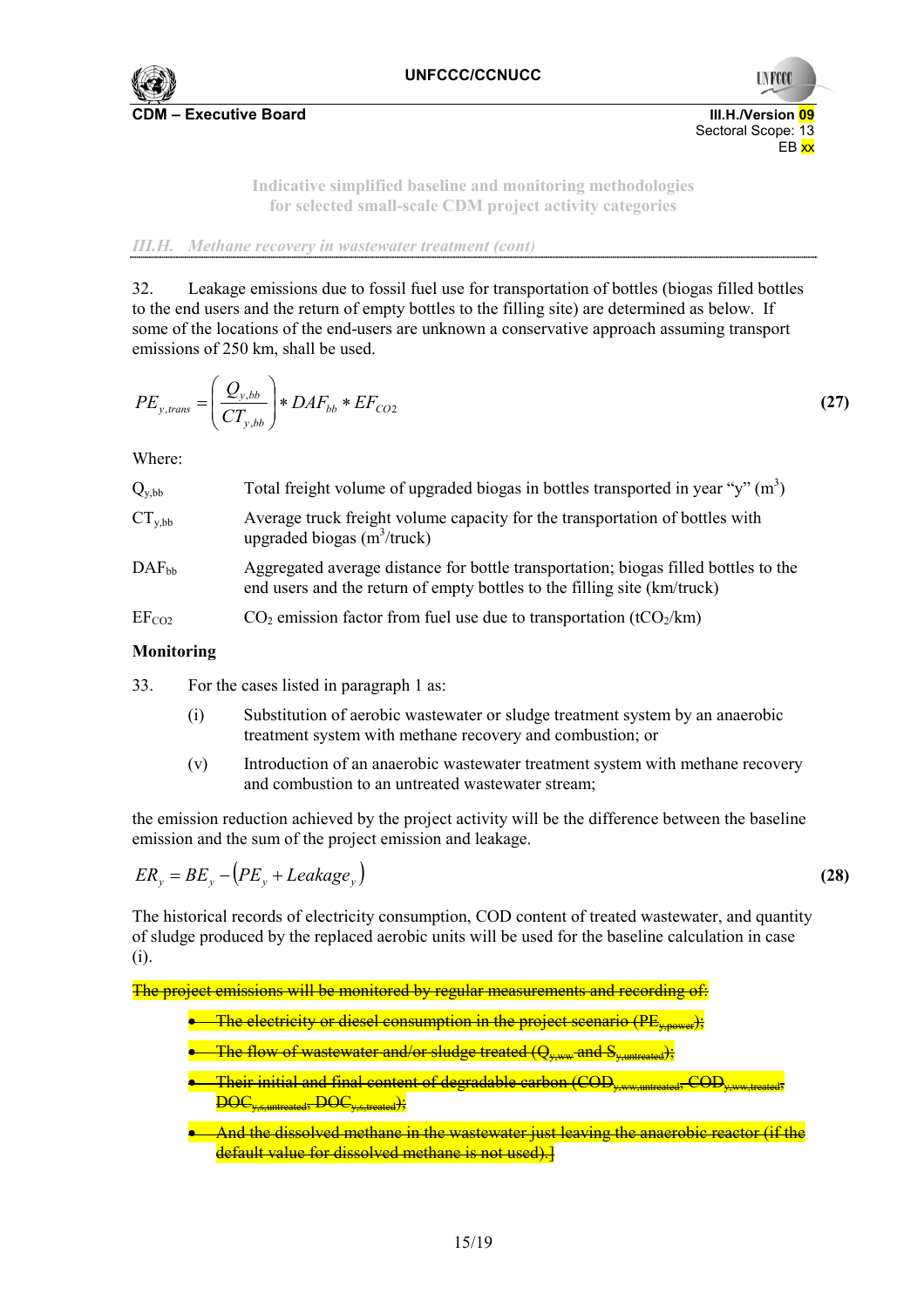*III.H. Methane recovery in wastewater treatment (cont)*

32. Leakage emissions due to fossil fuel use for transportation of bottles (biogas filled bottles to the end users and the return of empty bottles to the filling site) are determined as below. If some of the locations of the end-users are unknown a conservative approach assuming transport emissions of 250 km, shall be used.

$$PE_{y,trans} = \left( \frac{Q_{y,bb}}{CT_{y,bb}} \right) * DAF_{bb} * EF_{CO2} \quad \textbf{(27)}$$

Where:

| | |
|---|---|
| $Q_{y,bb}$ | Total freight volume of upgraded biogas in bottles transported in year "y" ($m^3$) |
| $CT_{y,bb}$ | Average truck freight volume capacity for the transportation of bottles with upgraded biogas ($m^3$/truck) |
| $DAF_{bb}$ | Aggregated average distance for bottle transportation; biogas filled bottles to the end users and the return of empty bottles to the filling site (km/truck) |
| $EF_{CO2}$ | $CO_2$ emission factor from fuel use due to transportation ($tCO_2$/km) |

**Monitoring**

33. For the cases listed in paragraph 1 as:

(i) Substitution of aerobic wastewater or sludge treatment system by an anaerobic treatment system with methane recovery and combustion; or

(v) Introduction of an anaerobic wastewater treatment system with methane recovery and combustion to an untreated wastewater stream;

the emission reduction achieved by the project activity will be the difference between the baseline emission and the sum of the project emission and leakage.

$$ER_y = BE_y - \left( PE_y + Leakage_y \right) \quad \textbf{(28)}$$

The historical records of electricity consumption, COD content of treated wastewater, and quantity of sludge produced by the replaced aerobic units will be used for the baseline calculation in case (i).

~~The project emissions will be monitored by regular measurements and recording of:~~

- ~~The electricity or diesel consumption in the project scenario ($PE_{y,power}$);~~
- ~~The flow of wastewater and/or sludge treated ($Q_{y,ww}$ and $S_{y,untreated}$);~~
- ~~Their initial and final content of degradable carbon ($COD_{y,ww,untreated}$, $COD_{y,ww,treated}$, $DOC_{y,s,untreated}$, $DOC_{y,s,treated}$);~~
- ~~And the dissolved methane in the wastewater just leaving the anaerobic reactor (if the default value for dissolved methane is not used).]~~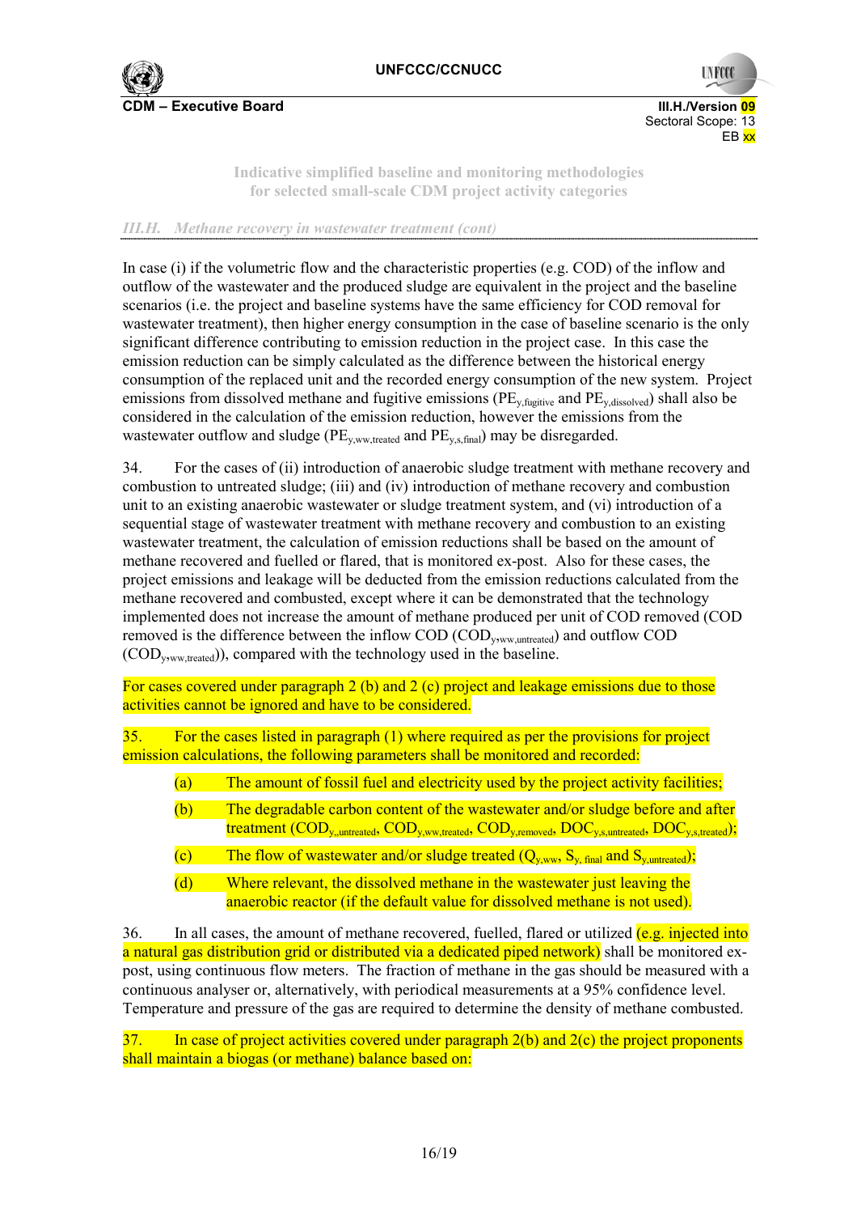In case (i) if the volumetric flow and the characteristic properties (e.g. COD) of the inflow and outflow of the wastewater and the produced sludge are equivalent in the project and the baseline scenarios (i.e. the project and baseline systems have the same efficiency for COD removal for wastewater treatment), then higher energy consumption in the case of baseline scenario is the only significant difference contributing to emission reduction in the project case. In this case the emission reduction can be simply calculated as the difference between the historical energy consumption of the replaced unit and the recorded energy consumption of the new system. Project emissions from dissolved methane and fugitive emissions ($PE_{y,fugitive}$ and $PE_{y,dissolved}$) shall also be considered in the calculation of the emission reduction, however the emissions from the wastewater outflow and sludge ($PE_{y,ww,treated}$ and $PE_{y,s,final}$) may be disregarded.

34. For the cases of (ii) introduction of anaerobic sludge treatment with methane recovery and combustion to untreated sludge; (iii) and (iv) introduction of methane recovery and combustion unit to an existing anaerobic wastewater or sludge treatment system, and (vi) introduction of a sequential stage of wastewater treatment with methane recovery and combustion to an existing wastewater treatment, the calculation of emission reductions shall be based on the amount of methane recovered and fuelled or flared, that is monitored ex-post. Also for these cases, the project emissions and leakage will be deducted from the emission reductions calculated from the methane recovered and combusted, except where it can be demonstrated that the technology implemented does not increase the amount of methane produced per unit of COD removed (COD removed is the difference between the inflow COD ($COD_{y,ww,untreated}$) and outflow COD ($COD_{y,ww,treated}$)), compared with the technology used in the baseline.

For cases covered under paragraph 2 (b) and 2 (c) project and leakage emissions due to those activities cannot be ignored and have to be considered.

35. For the cases listed in paragraph (1) where required as per the provisions for project emission calculations, the following parameters shall be monitored and recorded:

(a) The amount of fossil fuel and electricity used by the project activity facilities;

(b) The degradable carbon content of the wastewater and/or sludge before and after treatment ($COD_{y,,untreated}$, $COD_{y,ww,treated}$, $COD_{y,removed}$, $DOC_{y,s,untreated}$, $DOC_{y,s,treated}$);

(c) The flow of wastewater and/or sludge treated ($Q_{y,ww}$, $S_{y,\,final}$ and $S_{y,untreated}$);

(d) Where relevant, the dissolved methane in the wastewater just leaving the anaerobic reactor (if the default value for dissolved methane is not used).

36. In all cases, the amount of methane recovered, fuelled, flared or utilized (e.g. injected into a natural gas distribution grid or distributed via a dedicated piped network) shall be monitored ex-post, using continuous flow meters. The fraction of methane in the gas should be measured with a continuous analyser or, alternatively, with periodical measurements at a 95% confidence level. Temperature and pressure of the gas are required to determine the density of methane combusted.

37. In case of project activities covered under paragraph 2(b) and 2(c) the project proponents shall maintain a biogas (or methane) balance based on: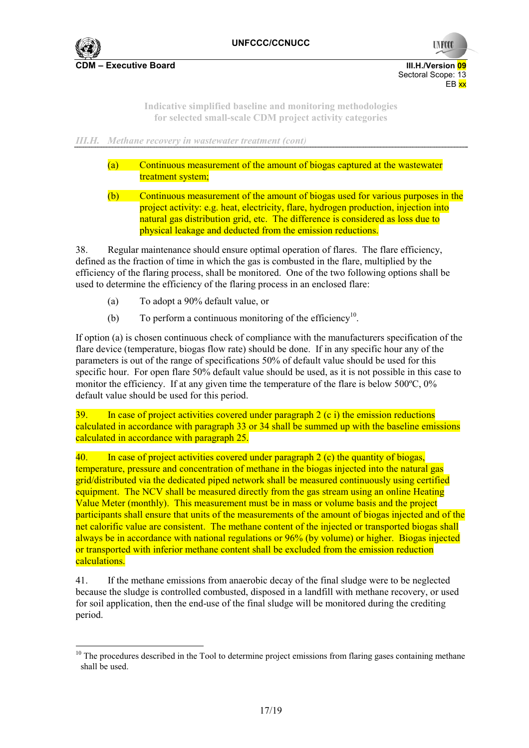*III.H. Methane recovery in wastewater treatment (cont)*

(a) Continuous measurement of the amount of biogas captured at the wastewater treatment system;

(b) Continuous measurement of the amount of biogas used for various purposes in the project activity: e.g. heat, electricity, flare, hydrogen production, injection into natural gas distribution grid, etc. The difference is considered as loss due to physical leakage and deducted from the emission reductions.

38. Regular maintenance should ensure optimal operation of flares. The flare efficiency, defined as the fraction of time in which the gas is combusted in the flare, multiplied by the efficiency of the flaring process, shall be monitored. One of the two following options shall be used to determine the efficiency of the flaring process in an enclosed flare:

(a) To adopt a 90% default value, or

(b) To perform a continuous monitoring of the efficiency[10].

If option (a) is chosen continuous check of compliance with the manufacturers specification of the flare device (temperature, biogas flow rate) should be done. If in any specific hour any of the parameters is out of the range of specifications 50% of default value should be used for this specific hour. For open flare 50% default value should be used, as it is not possible in this case to monitor the efficiency. If at any given time the temperature of the flare is below 500ºC, 0% default value should be used for this period.

39. In case of project activities covered under paragraph 2 (c i) the emission reductions calculated in accordance with paragraph 33 or 34 shall be summed up with the baseline emissions calculated in accordance with paragraph 25.

40. In case of project activities covered under paragraph 2 (c) the quantity of biogas, temperature, pressure and concentration of methane in the biogas injected into the natural gas grid/distributed via the dedicated piped network shall be measured continuously using certified equipment. The NCV shall be measured directly from the gas stream using an online Heating Value Meter (monthly). This measurement must be in mass or volume basis and the project participants shall ensure that units of the measurements of the amount of biogas injected and of the net calorific value are consistent. The methane content of the injected or transported biogas shall always be in accordance with national regulations or 96% (by volume) or higher. Biogas injected or transported with inferior methane content shall be excluded from the emission reduction calculations.

41. If the methane emissions from anaerobic decay of the final sludge were to be neglected because the sludge is controlled combusted, disposed in a landfill with methane recovery, or used for soil application, then the end-use of the final sludge will be monitored during the crediting period.

---

[10] The procedures described in the Tool to determine project emissions from flaring gases containing methane shall be used.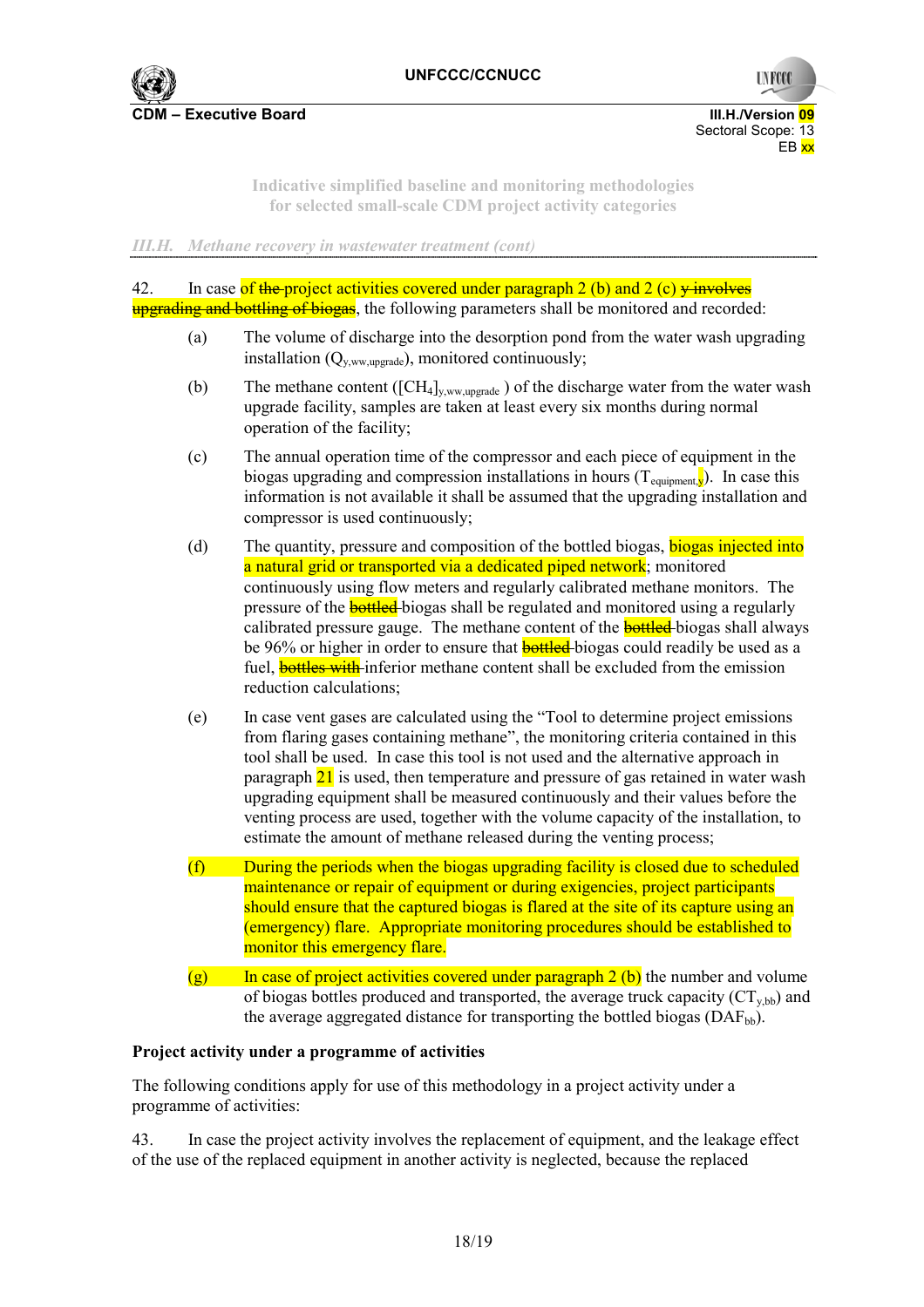42. In case of the project activities covered under paragraph 2 (b) and 2 (c) y involves upgrading and bottling of biogas, the following parameters shall be monitored and recorded:

(a) The volume of discharge into the desorption pond from the water wash upgrading installation ($Q_{y,ww,upgrade}$), monitored continuously;

(b) The methane content ($[CH_4]_{y,ww,upgrade}$ ) of the discharge water from the water wash upgrade facility, samples are taken at least every six months during normal operation of the facility;

(c) The annual operation time of the compressor and each piece of equipment in the biogas upgrading and compression installations in hours ($T_{equipment,y}$). In case this information is not available it shall be assumed that the upgrading installation and compressor is used continuously;

(d) The quantity, pressure and composition of the bottled biogas, biogas injected into a natural grid or transported via a dedicated piped network; monitored continuously using flow meters and regularly calibrated methane monitors. The pressure of the bottled biogas shall be regulated and monitored using a regularly calibrated pressure gauge. The methane content of the bottled biogas shall always be 96% or higher in order to ensure that bottled biogas could readily be used as a fuel, bottles with inferior methane content shall be excluded from the emission reduction calculations;

(e) In case vent gases are calculated using the "Tool to determine project emissions from flaring gases containing methane", the monitoring criteria contained in this tool shall be used. In case this tool is not used and the alternative approach in paragraph 21 is used, then temperature and pressure of gas retained in water wash upgrading equipment shall be measured continuously and their values before the venting process are used, together with the volume capacity of the installation, to estimate the amount of methane released during the venting process;

(f) During the periods when the biogas upgrading facility is closed due to scheduled maintenance or repair of equipment or during exigencies, project participants should ensure that the captured biogas is flared at the site of its capture using an (emergency) flare. Appropriate monitoring procedures should be established to monitor this emergency flare.

(g) In case of project activities covered under paragraph 2 (b) the number and volume of biogas bottles produced and transported, the average truck capacity ($CT_{y,bb}$) and the average aggregated distance for transporting the bottled biogas ($DAF_{bb}$).

**Project activity under a programme of activities**

The following conditions apply for use of this methodology in a project activity under a programme of activities:

43. In case the project activity involves the replacement of equipment, and the leakage effect of the use of the replaced equipment in another activity is neglected, because the replaced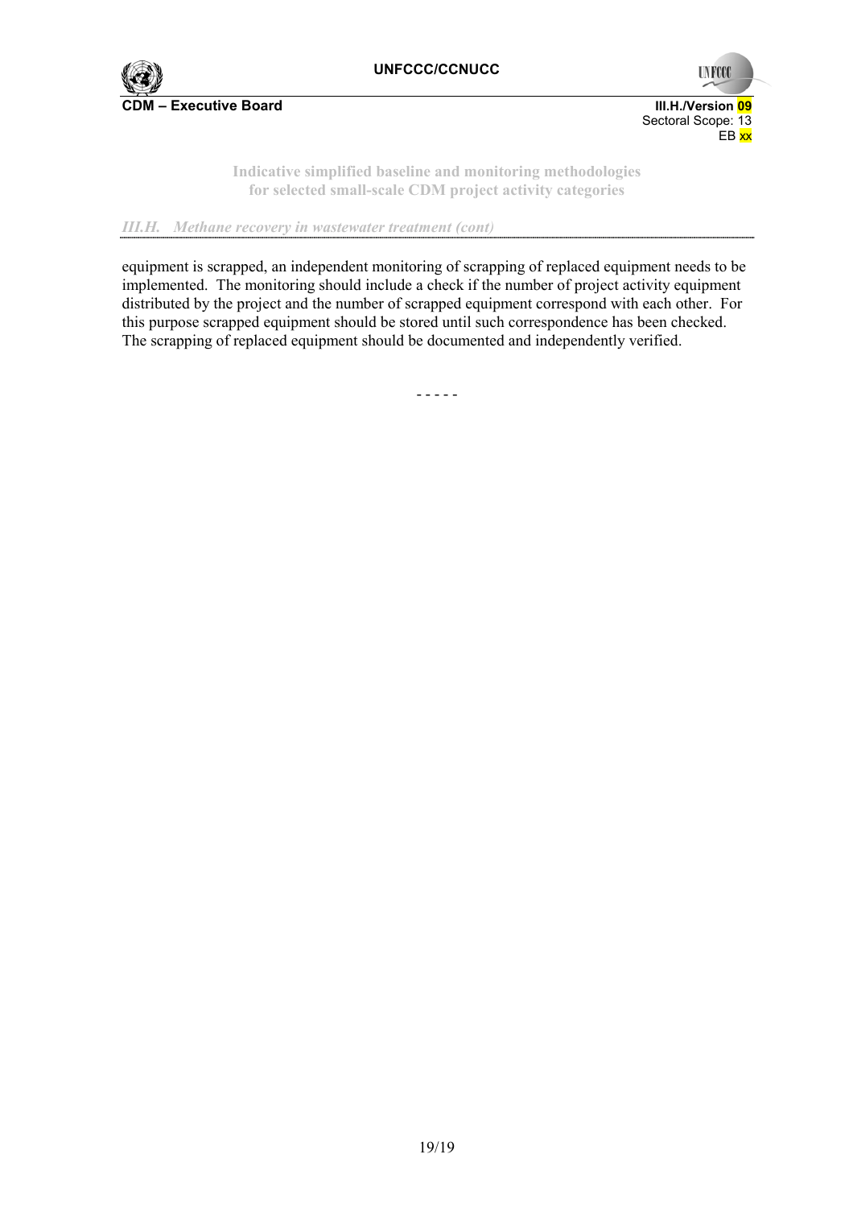equipment is scrapped, an independent monitoring of scrapping of replaced equipment needs to be implemented. The monitoring should include a check if the number of project activity equipment distributed by the project and the number of scrapped equipment correspond with each other. For this purpose scrapped equipment should be stored until such correspondence has been checked. The scrapping of replaced equipment should be documented and independently verified.

- - - - -